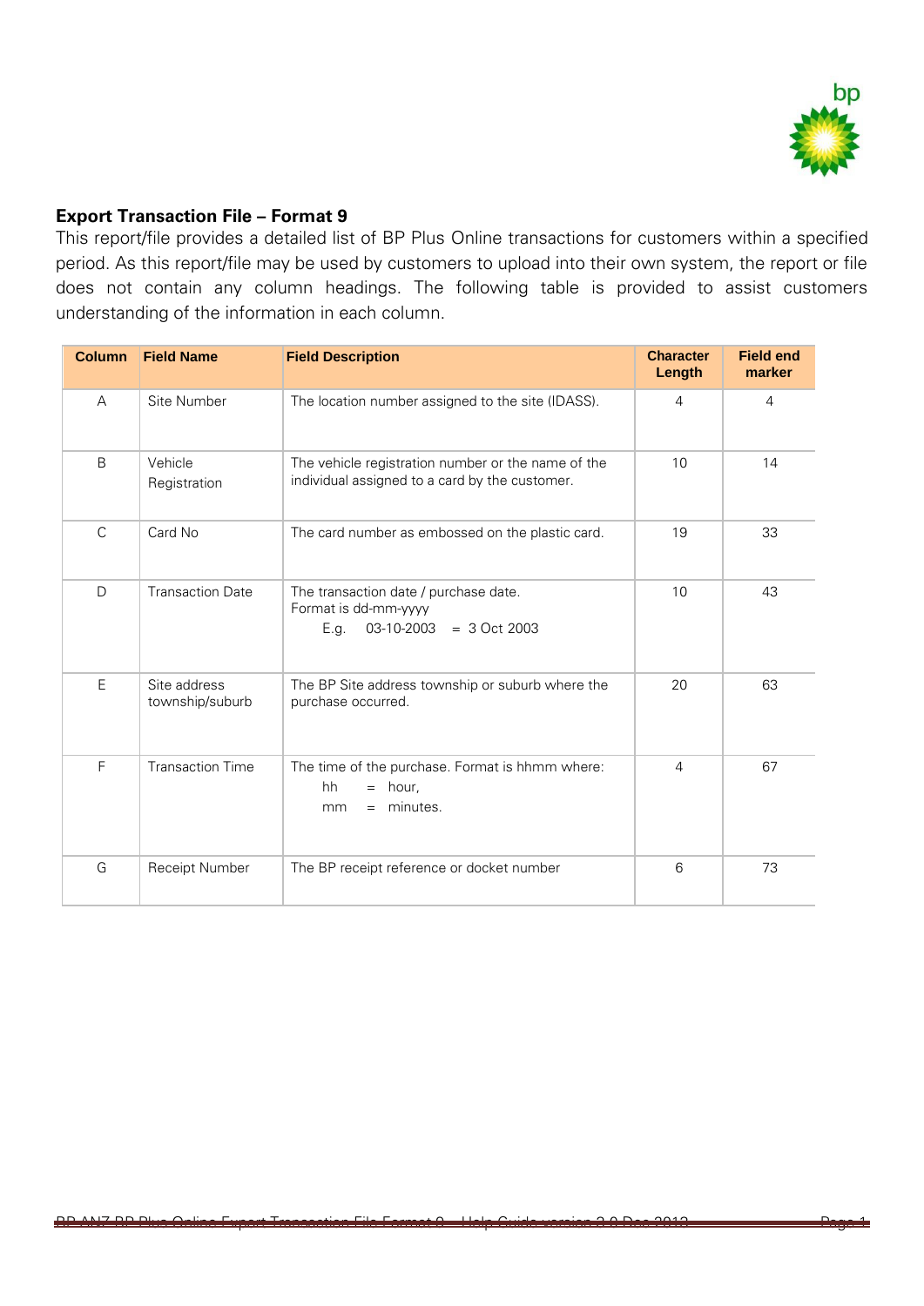### Export Transaction File – Format 9

This report/file provides a detailed list of BP Plus Online transactions for customers within a specified period. As this report/file may be used by customers to upload into their own system, the report or file does not contain any column headings. The following table is provided to assist customers understanding of the information in each column.

| Column | Field Name | Field Description | Character Length | Field end marker |
|---|---|---|---|---|
| A | Site Number | The location number assigned to the site (IDASS). | 4 | 4 |
| B | Vehicle Registration | The vehicle registration number or the name of the individual assigned to a card by the customer. | 10 | 14 |
| C | Card No | The card number as embossed on the plastic card. | 19 | 33 |
| D | Transaction Date | The transaction date / purchase date. Format is dd-mm-yyyy E.g. 03-10-2003 = 3 Oct 2003 | 10 | 43 |
| E | Site address township/suburb | The BP Site address township or suburb where the purchase occurred. | 20 | 63 |
| F | Transaction Time | The time of the purchase. Format is hhmm where: hh = hour, mm = minutes. | 4 | 67 |
| G | Receipt Number | The BP receipt reference or docket number | 6 | 73 |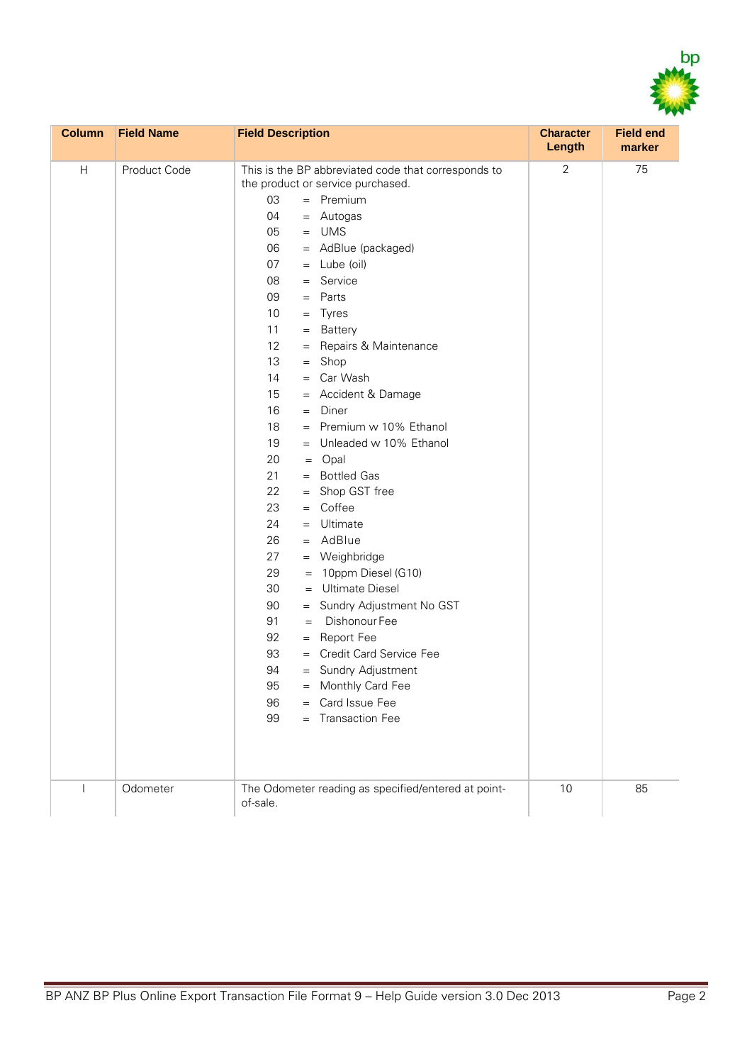| Column | Field Name | Field Description | Character Length | Field end marker |
|---|---|---|---|---|
| H | Product Code | This is the BP abbreviated code that corresponds to the product or service purchased.<br>03 = Premium<br>04 = Autogas<br>05 = UMS<br>06 = AdBlue (packaged)<br>07 = Lube (oil)<br>08 = Service<br>09 = Parts<br>10 = Tyres<br>11 = Battery<br>12 = Repairs & Maintenance<br>13 = Shop<br>14 = Car Wash<br>15 = Accident & Damage<br>16 = Diner<br>18 = Premium w 10% Ethanol<br>19 = Unleaded w 10% Ethanol<br>20 = Opal<br>21 = Bottled Gas<br>22 = Shop GST free<br>23 = Coffee<br>24 = Ultimate<br>26 = AdBlue<br>27 = Weighbridge<br>29 = 10ppm Diesel (G10)<br>30 = Ultimate Diesel<br>90 = Sundry Adjustment No GST<br>91 = Dishonour Fee<br>92 = Report Fee<br>93 = Credit Card Service Fee<br>94 = Sundry Adjustment<br>95 = Monthly Card Fee<br>96 = Card Issue Fee<br>99 = Transaction Fee | 2 | 75 |
| I | Odometer | The Odometer reading as specified/entered at point-of-sale. | 10 | 85 |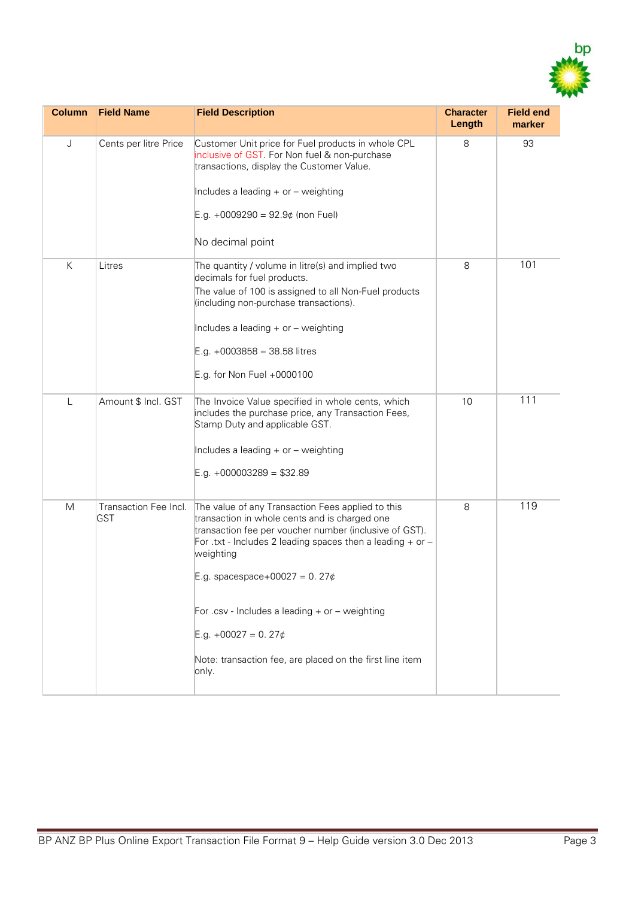| Column | Field Name | Field Description | Character Length | Field end marker |
|---|---|---|---|---|
| J | Cents per litre Price | Customer Unit price for Fuel products in whole CPL inclusive of GST. For Non fuel & non-purchase transactions, display the Customer Value.<br><br>Includes a leading + or – weighting<br><br>E.g. +0009290 = 92.9¢ (non Fuel)<br><br>No decimal point | 8 | 93 |
| K | Litres | The quantity / volume in litre(s) and implied two decimals for fuel products.<br>The value of 100 is assigned to all Non-Fuel products (including non-purchase transactions).<br><br>Includes a leading + or – weighting<br><br>E.g. +0003858 = 38.58 litres<br><br>E.g. for Non Fuel +0000100 | 8 | 101 |
| L | Amount $ Incl. GST | The Invoice Value specified in whole cents, which includes the purchase price, any Transaction Fees, Stamp Duty and applicable GST.<br><br>Includes a leading + or – weighting<br><br>E.g. +000003289 = $32.89 | 10 | 111 |
| M | Transaction Fee Incl. GST | The value of any Transaction Fees applied to this transaction in whole cents and is charged one transaction fee per voucher number (inclusive of GST). For .txt - Includes 2 leading spaces then a leading + or – weighting<br><br>E.g. spacespace+00027 = 0. 27¢<br><br>For .csv - Includes a leading + or – weighting<br><br>E.g. +00027 = 0. 27¢<br><br>Note: transaction fee, are placed on the first line item only. | 8 | 119 |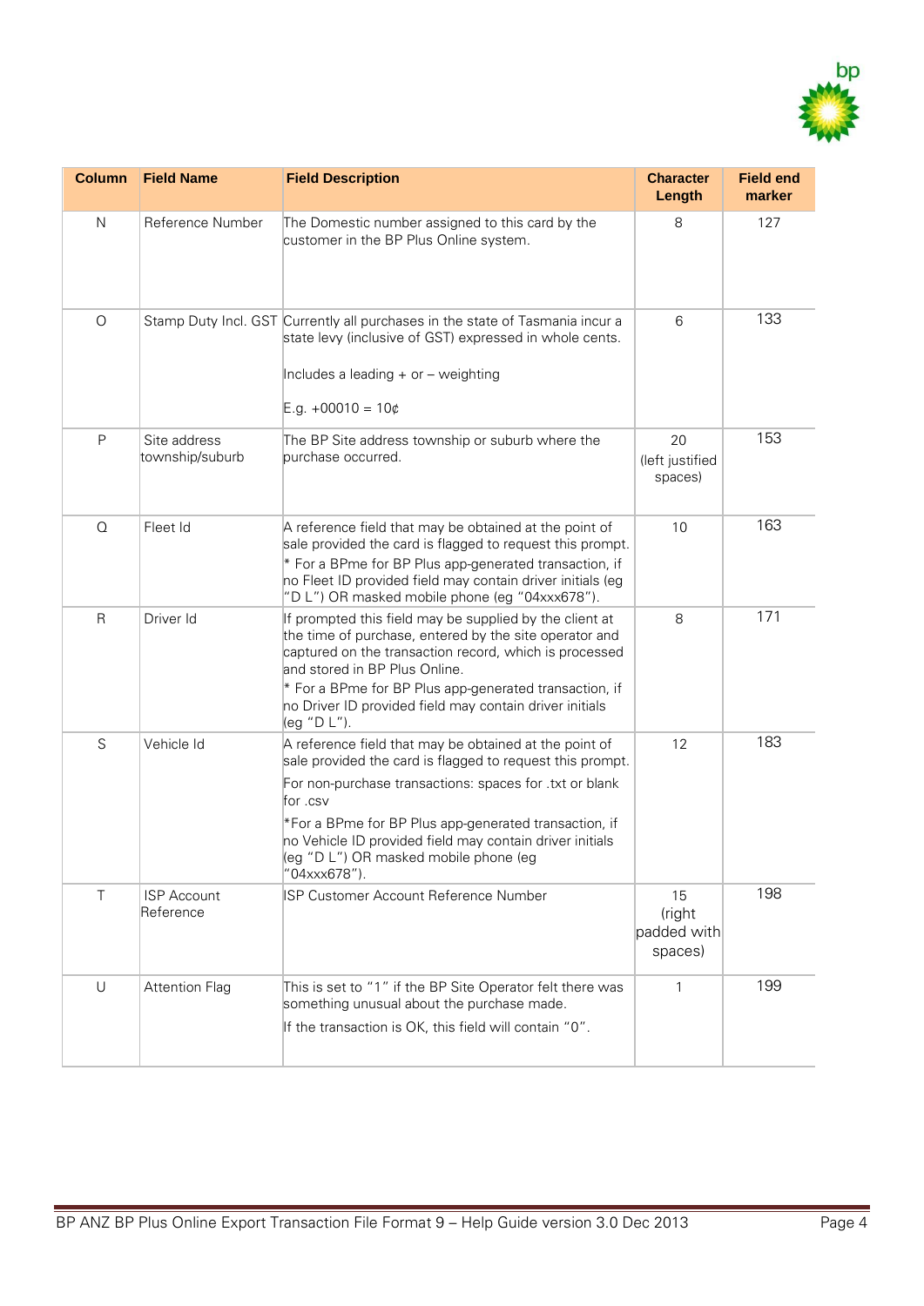| Column | Field Name | Field Description | Character Length | Field end marker |
|---|---|---|---|---|
| N | Reference Number | The Domestic number assigned to this card by the customer in the BP Plus Online system. | 8 | 127 |
| O | Stamp Duty Incl. GST | Currently all purchases in the state of Tasmania incur a state levy (inclusive of GST) expressed in whole cents.<br><br>Includes a leading + or – weighting<br><br>E.g. +00010 = 10¢ | 6 | 133 |
| P | Site address township/suburb | The BP Site address township or suburb where the purchase occurred. | 20 (left justified spaces) | 153 |
| Q | Fleet Id | A reference field that may be obtained at the point of sale provided the card is flagged to request this prompt.<br>* For a BPme for BP Plus app-generated transaction, if no Fleet ID provided field may contain driver initials (eg "D L") OR masked mobile phone (eg "04xxx678"). | 10 | 163 |
| R | Driver Id | If prompted this field may be supplied by the client at the time of purchase, entered by the site operator and captured on the transaction record, which is processed and stored in BP Plus Online.<br>* For a BPme for BP Plus app-generated transaction, if no Driver ID provided field may contain driver initials (eg "D L"). | 8 | 171 |
| S | Vehicle Id | A reference field that may be obtained at the point of sale provided the card is flagged to request this prompt.<br>For non-purchase transactions: spaces for .txt or blank for .csv<br>*For a BPme for BP Plus app-generated transaction, if no Vehicle ID provided field may contain driver initials (eg "D L") OR masked mobile phone (eg "04xxx678"). | 12 | 183 |
| T | ISP Account Reference | ISP Customer Account Reference Number | 15 (right padded with spaces) | 198 |
| U | Attention Flag | This is set to "1" if the BP Site Operator felt there was something unusual about the purchase made.<br>If the transaction is OK, this field will contain "0". | 1 | 199 |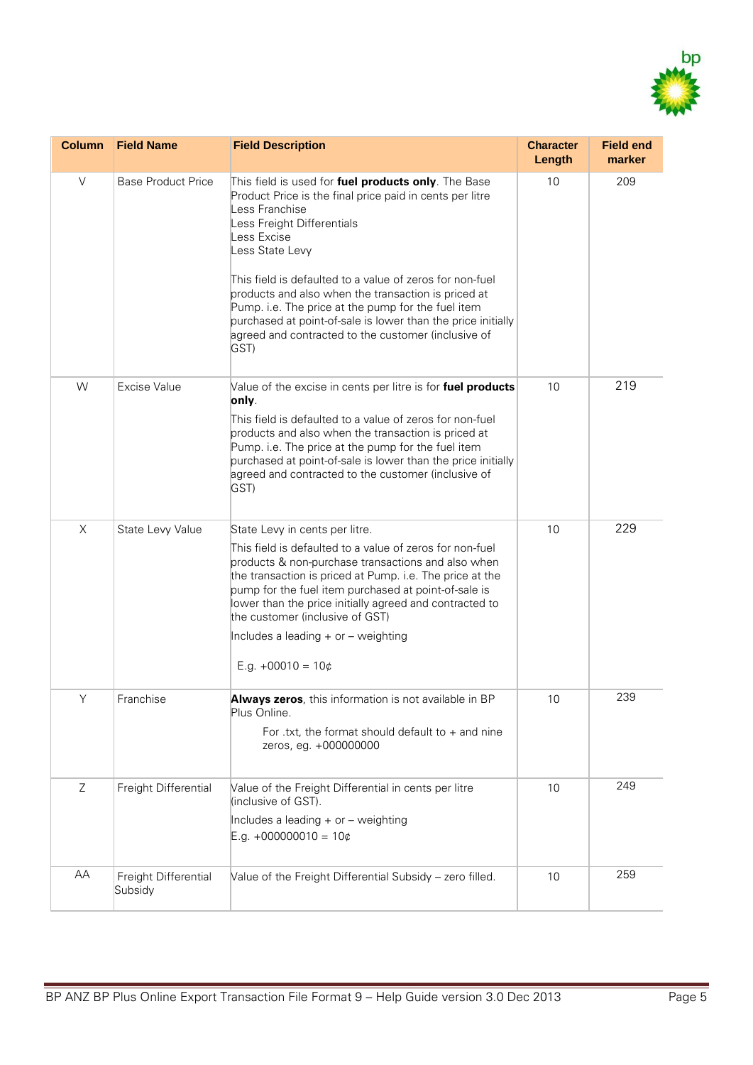| Column | Field Name | Field Description | Character Length | Field end marker |
|---|---|---|---|---|
| V | Base Product Price | This field is used for **fuel products only**. The Base Product Price is the final price paid in cents per litre<br>Less Franchise<br>Less Freight Differentials<br>Less Excise<br>Less State Levy<br><br>This field is defaulted to a value of zeros for non-fuel products and also when the transaction is priced at Pump. i.e. The price at the pump for the fuel item purchased at point-of-sale is lower than the price initially agreed and contracted to the customer (inclusive of GST) | 10 | 209 |
| W | Excise Value | Value of the excise in cents per litre is for **fuel products only**.<br>This field is defaulted to a value of zeros for non-fuel products and also when the transaction is priced at Pump. i.e. The price at the pump for the fuel item purchased at point-of-sale is lower than the price initially agreed and contracted to the customer (inclusive of GST) | 10 | 219 |
| X | State Levy Value | State Levy in cents per litre.<br>This field is defaulted to a value of zeros for non-fuel products & non-purchase transactions and also when the transaction is priced at Pump. i.e. The price at the pump for the fuel item purchased at point-of-sale is lower than the price initially agreed and contracted to the customer (inclusive of GST)<br>Includes a leading + or – weighting<br><br>E.g. +00010 = 10¢ | 10 | 229 |
| Y | Franchise | **Always zeros**, this information is not available in BP Plus Online.<br>For .txt, the format should default to + and nine zeros, eg. +000000000 | 10 | 239 |
| Z | Freight Differential | Value of the Freight Differential in cents per litre (inclusive of GST).<br>Includes a leading + or – weighting<br>E.g. +000000010 = 10¢ | 10 | 249 |
| AA | Freight Differential Subsidy | Value of the Freight Differential Subsidy – zero filled. | 10 | 259 |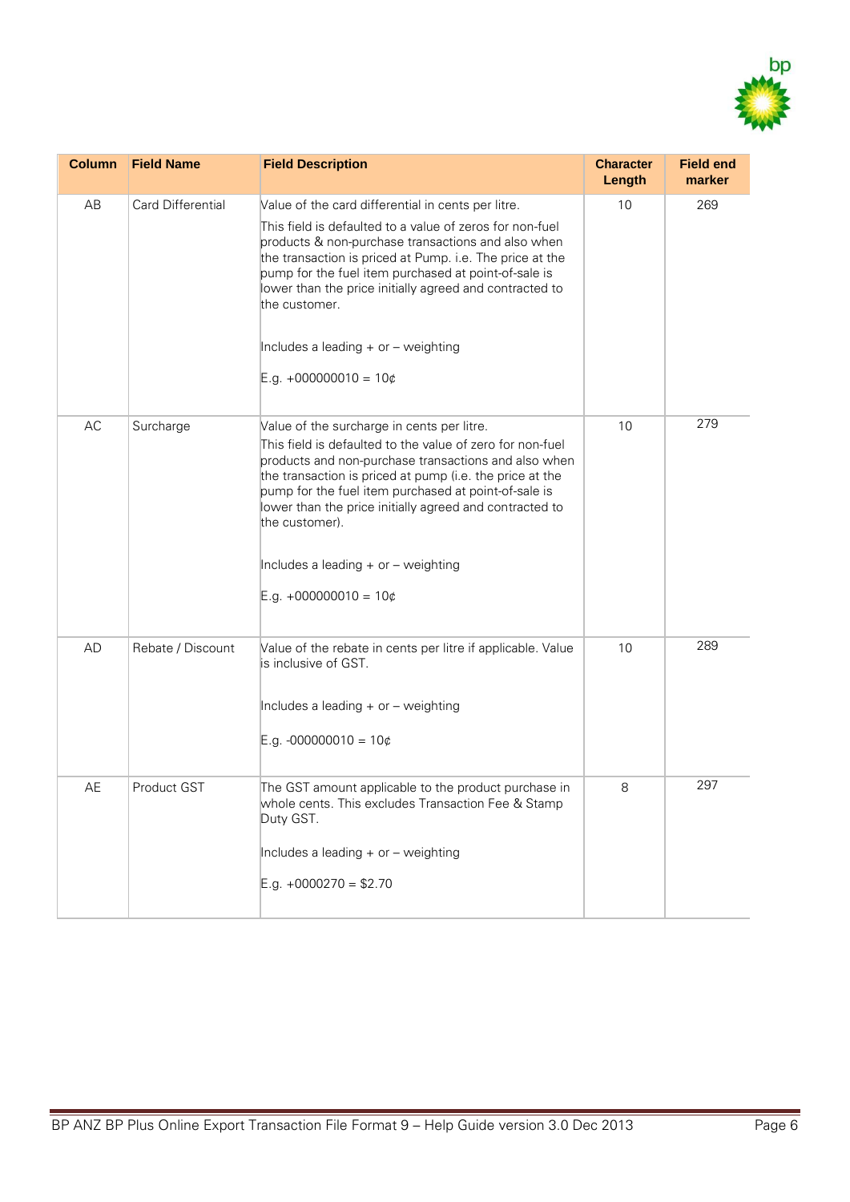| Column | Field Name | Field Description | Character Length | Field end marker |
|---|---|---|---|---|
| AB | Card Differential | Value of the card differential in cents per litre.<br><br>This field is defaulted to a value of zeros for non-fuel products & non-purchase transactions and also when the transaction is priced at Pump. i.e. The price at the pump for the fuel item purchased at point-of-sale is lower than the price initially agreed and contracted to the customer.<br><br>Includes a leading + or – weighting<br><br>E.g. +000000010 = 10¢ | 10 | 269 |
| AC | Surcharge | Value of the surcharge in cents per litre.<br>This field is defaulted to the value of zero for non-fuel products and non-purchase transactions and also when the transaction is priced at pump (i.e. the price at the pump for the fuel item purchased at point-of-sale is lower than the price initially agreed and contracted to the customer).<br><br>Includes a leading + or – weighting<br><br>E.g. +000000010 = 10¢ | 10 | 279 |
| AD | Rebate / Discount | Value of the rebate in cents per litre if applicable. Value is inclusive of GST.<br><br>Includes a leading + or – weighting<br><br>E.g. -000000010 = 10¢ | 10 | 289 |
| AE | Product GST | The GST amount applicable to the product purchase in whole cents. This excludes Transaction Fee & Stamp Duty GST.<br><br>Includes a leading + or – weighting<br><br>E.g. +0000270 = $2.70 | 8 | 297 |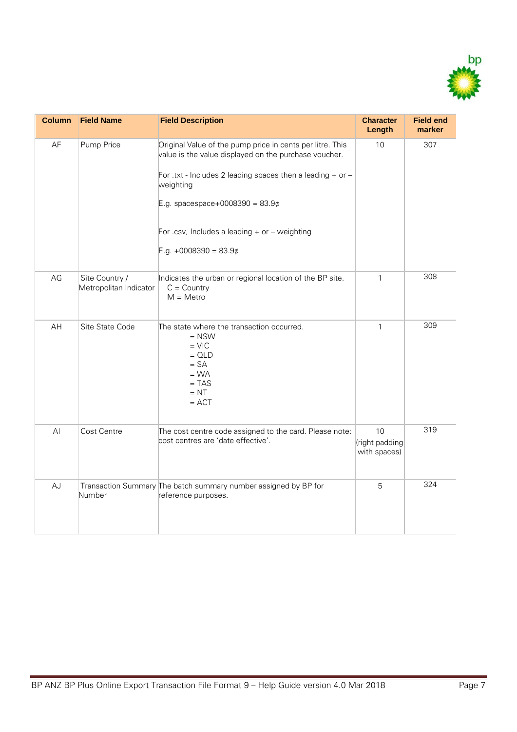| Column | Field Name | Field Description | Character Length | Field end marker |
|---|---|---|---|---|
| AF | Pump Price | Original Value of the pump price in cents per litre. This value is the value displayed on the purchase voucher.<br><br>For .txt - Includes 2 leading spaces then a leading + or – weighting<br><br>E.g. spacespace+0008390 = 83.9¢<br><br>For .csv, Includes a leading + or – weighting<br><br>E.g. +0008390 = 83.9¢ | 10 | 307 |
| AG | Site Country / Metropolitan Indicator | Indicates the urban or regional location of the BP site.<br>C = Country<br>M = Metro | 1 | 308 |
| AH | Site State Code | The state where the transaction occurred.<br>= NSW<br>= VIC<br>= QLD<br>= SA<br>= WA<br>= TAS<br>= NT<br>= ACT | 1 | 309 |
| AI | Cost Centre | The cost centre code assigned to the card. Please note: cost centres are 'date effective'. | 10 (right padding with spaces) | 319 |
| AJ | Transaction Summary Number | The batch summary number assigned by BP for reference purposes. | 5 | 324 |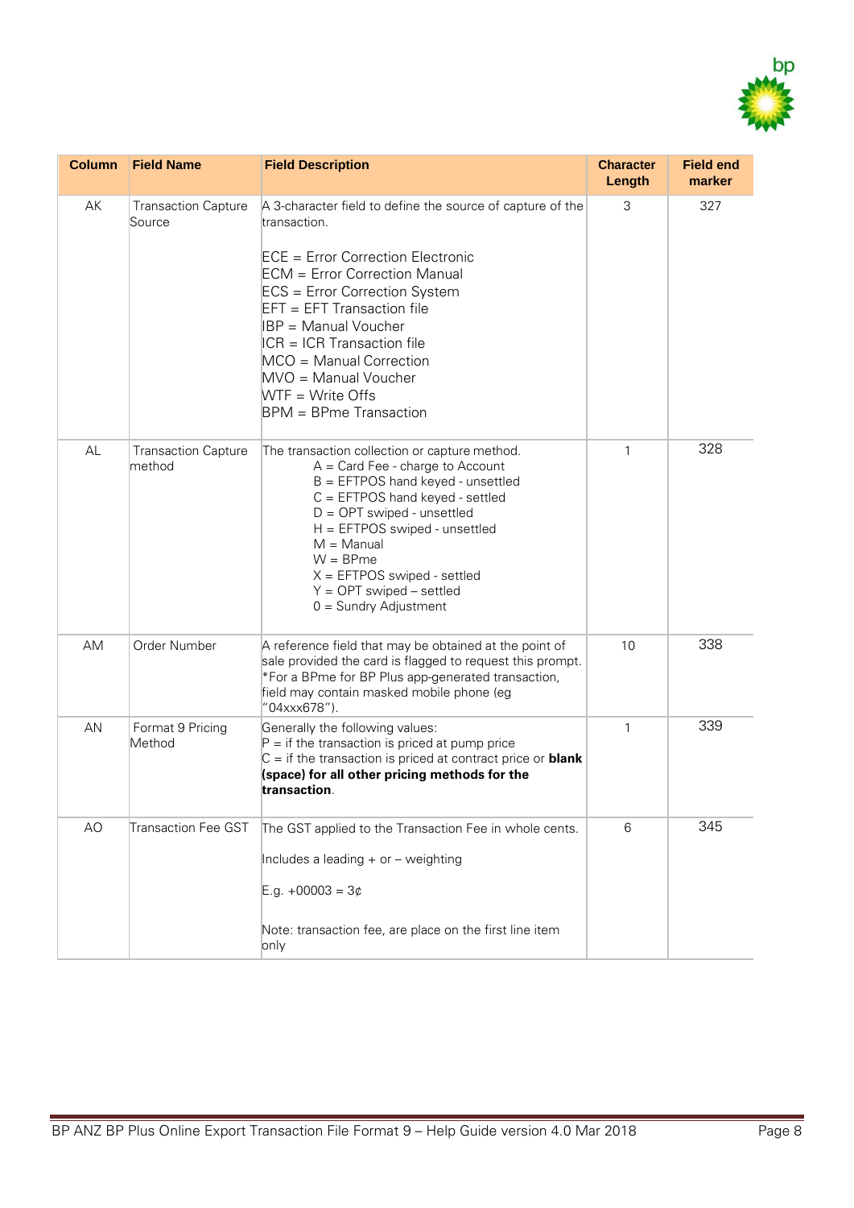| Column | Field Name | Field Description | Character Length | Field end marker |
|---|---|---|---|---|
| AK | Transaction Capture Source | A 3-character field to define the source of capture of the transaction.<br><br>ECE = Error Correction Electronic<br>ECM = Error Correction Manual<br>ECS = Error Correction System<br>EFT = EFT Transaction file<br>IBP = Manual Voucher<br>ICR = ICR Transaction file<br>MCO = Manual Correction<br>MVO = Manual Voucher<br>WTF = Write Offs<br>BPM = BPme Transaction | 3 | 327 |
| AL | Transaction Capture method | The transaction collection or capture method.<br>A = Card Fee - charge to Account<br>B = EFTPOS hand keyed - unsettled<br>C = EFTPOS hand keyed - settled<br>D = OPT swiped - unsettled<br>H = EFTPOS swiped - unsettled<br>M = Manual<br>W = BPme<br>X = EFTPOS swiped - settled<br>Y = OPT swiped – settled<br>0 = Sundry Adjustment | 1 | 328 |
| AM | Order Number | A reference field that may be obtained at the point of sale provided the card is flagged to request this prompt.<br>*For a BPme for BP Plus app-generated transaction, field may contain masked mobile phone (eg "04xxx678"). | 10 | 338 |
| AN | Format 9 Pricing Method | Generally the following values:<br>P = if the transaction is priced at pump price<br>C = if the transaction is priced at contract price or **blank (space) for all other pricing methods for the transaction**. | 1 | 339 |
| AO | Transaction Fee GST | The GST applied to the Transaction Fee in whole cents.<br><br>Includes a leading + or – weighting<br><br>E.g. +00003 = 3¢<br><br>Note: transaction fee, are place on the first line item only | 6 | 345 |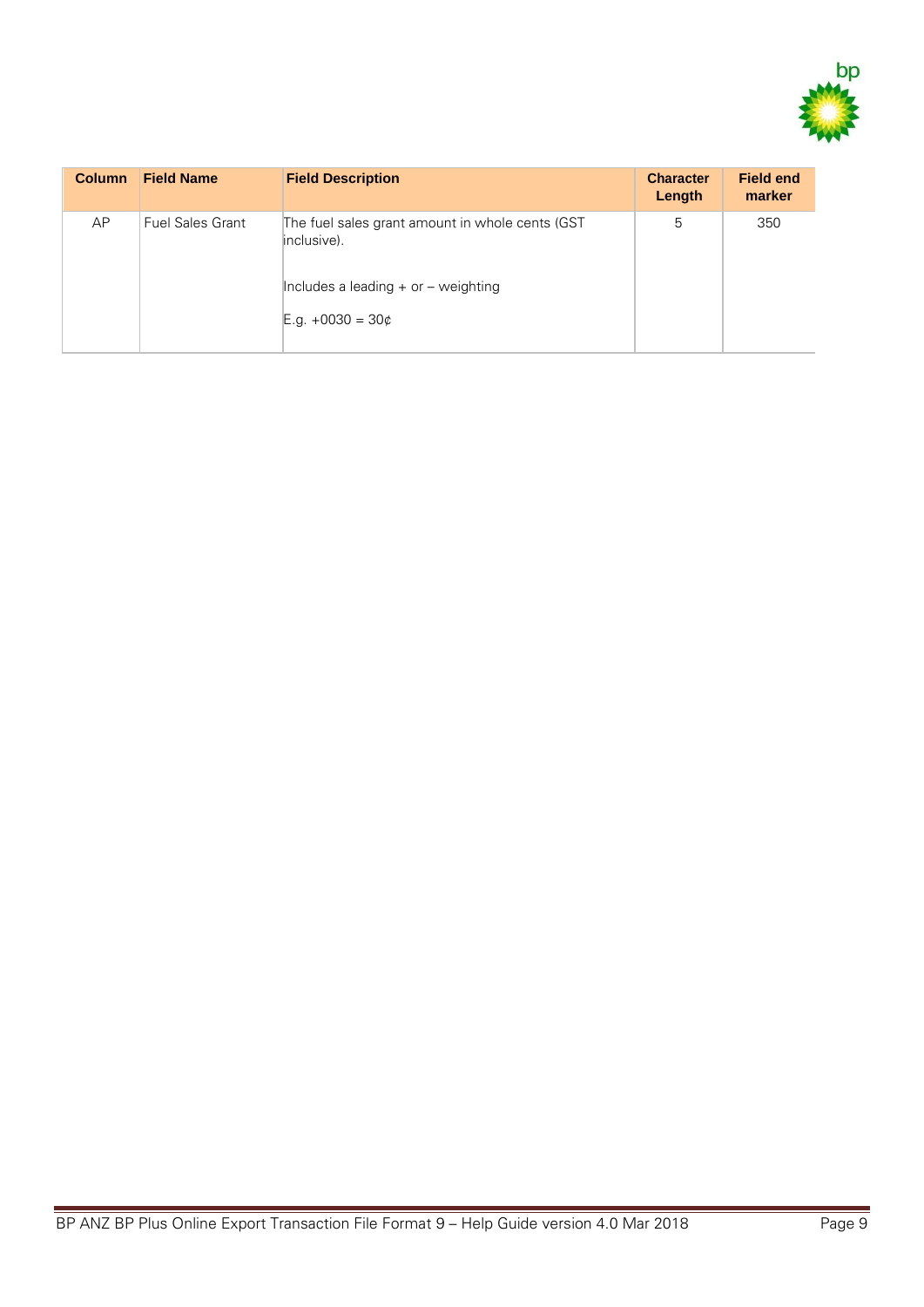| Column | Field Name | Field Description | Character Length | Field end marker |
|---|---|---|---|---|
| AP | Fuel Sales Grant | The fuel sales grant amount in whole cents (GST inclusive).<br><br>Includes a leading + or – weighting<br><br>E.g. +0030 = 30¢ | 5 | 350 |